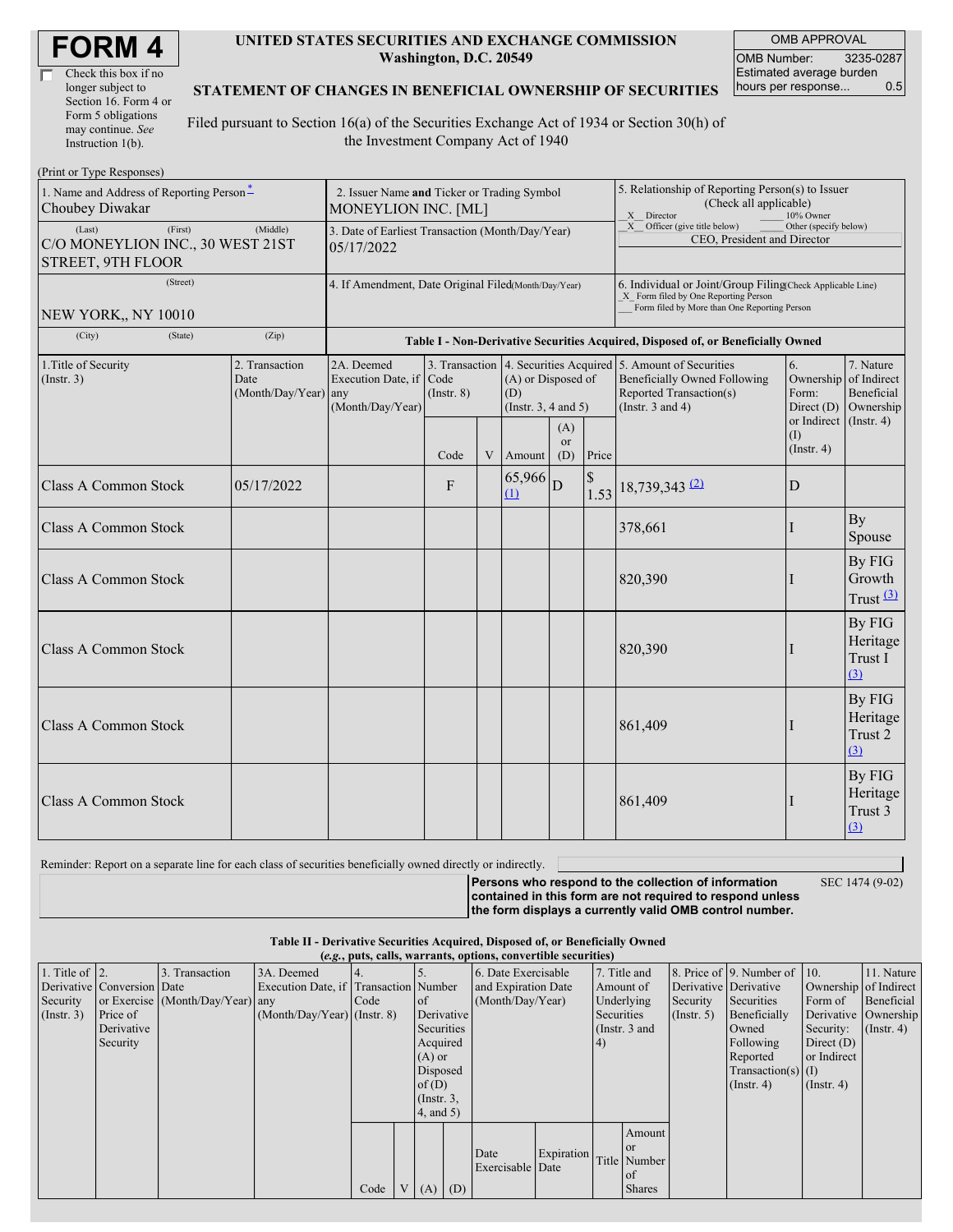# FORM 4

☐ Check this box if no longer subject to Section 16. Form 4 or Form 5 obligations may continue. *See* Instruction 1(b).

**UNITED STATES SECURITIES AND EXCHANGE COMMISSION**
**Washington, D.C. 20549**

**STATEMENT OF CHANGES IN BENEFICIAL OWNERSHIP OF SECURITIES**

Filed pursuant to Section 16(a) of the Securities Exchange Act of 1934 or Section 30(h) of the Investment Company Act of 1940

| OMB APPROVAL | |
|---|---|
| OMB Number: | 3235-0287 |
| Estimated average burden hours per response... | 0.5 |

(Print or Type Responses)

| 1. Name and Address of Reporting Person* | 2. Issuer Name and Ticker or Trading Symbol | 5. Relationship of Reporting Person(s) to Issuer (Check all applicable) |
|---|---|---|
| Choubey Diwakar | MONEYLION INC. [ML] | X Director; 10% Owner; X Officer (give title below); Other (specify below) |
| (Last) (First) (Middle) C/O MONEYLION INC., 30 WEST 21ST STREET, 9TH FLOOR | 3. Date of Earliest Transaction (Month/Day/Year) 05/17/2022 | CEO, President and Director |
| (Street) NEW YORK,, NY 10010 (City) (State) (Zip) | 4. If Amendment, Date Original Filed (Month/Day/Year) | 6. Individual or Joint/Group Filing (Check Applicable Line) X Form filed by One Reporting Person; Form filed by More than One Reporting Person |

**Table I - Non-Derivative Securities Acquired, Disposed of, or Beneficially Owned**

| 1. Title of Security (Instr. 3) | 2. Transaction Date (Month/Day/Year) | 2A. Deemed Execution Date, if any (Month/Day/Year) | 3. Transaction Code (Instr. 8) Code | V | 4. Securities Acquired (A) or Disposed of (D) (Instr. 3, 4 and 5) Amount | (A) or (D) | Price | 5. Amount of Securities Beneficially Owned Following Reported Transaction(s) (Instr. 3 and 4) | 6. Ownership Form: Direct (D) or Indirect (I) (Instr. 4) | 7. Nature of Indirect Beneficial Ownership (Instr. 4) |
|---|---|---|---|---|---|---|---|---|---|---|
| Class A Common Stock | 05/17/2022 | | F | | 65,966 (1) | D | $ 1.53 | 18,739,343 (2) | D | |
| Class A Common Stock | | | | | | | | 378,661 | I | By Spouse |
| Class A Common Stock | | | | | | | | 820,390 | I | By FIG Growth Trust (3) |
| Class A Common Stock | | | | | | | | 820,390 | I | By FIG Heritage Trust I (3) |
| Class A Common Stock | | | | | | | | 861,409 | I | By FIG Heritage Trust 2 (3) |
| Class A Common Stock | | | | | | | | 861,409 | I | By FIG Heritage Trust 3 (3) |

Reminder: Report on a separate line for each class of securities beneficially owned directly or indirectly.

**Persons who respond to the collection of information contained in this form are not required to respond unless the form displays a currently valid OMB control number.** SEC 1474 (9-02)

**Table II - Derivative Securities Acquired, Disposed of, or Beneficially Owned**
***(e.g., puts, calls, warrants, options, convertible securities)***

| 1. Title of Derivative Security (Instr. 3) | 2. Conversion or Exercise Price of Derivative Security | 3. Transaction Date (Month/Day/Year) | 3A. Deemed Execution Date, if any (Month/Day/Year) | 4. Transaction Code (Instr. 8) Code | V | 5. Number of Derivative Securities Acquired (A) or Disposed of (D) (Instr. 3, 4, and 5) (A) | (D) | 6. Date Exercisable and Expiration Date (Month/Day/Year) Date Exercisable | Expiration Date | 7. Title and Amount of Underlying Securities (Instr. 3 and 4) Title | Amount or Number of Shares | 8. Price of Derivative Security (Instr. 5) | 9. Number of Derivative Securities Beneficially Owned Following Reported Transaction(s) (Instr. 4) | 10. Ownership Form of Derivative Security: Direct (D) or Indirect (I) (Instr. 4) | 11. Nature of Indirect Beneficial Ownership (Instr. 4) |
|---|---|---|---|---|---|---|---|---|---|---|---|---|---|---|---|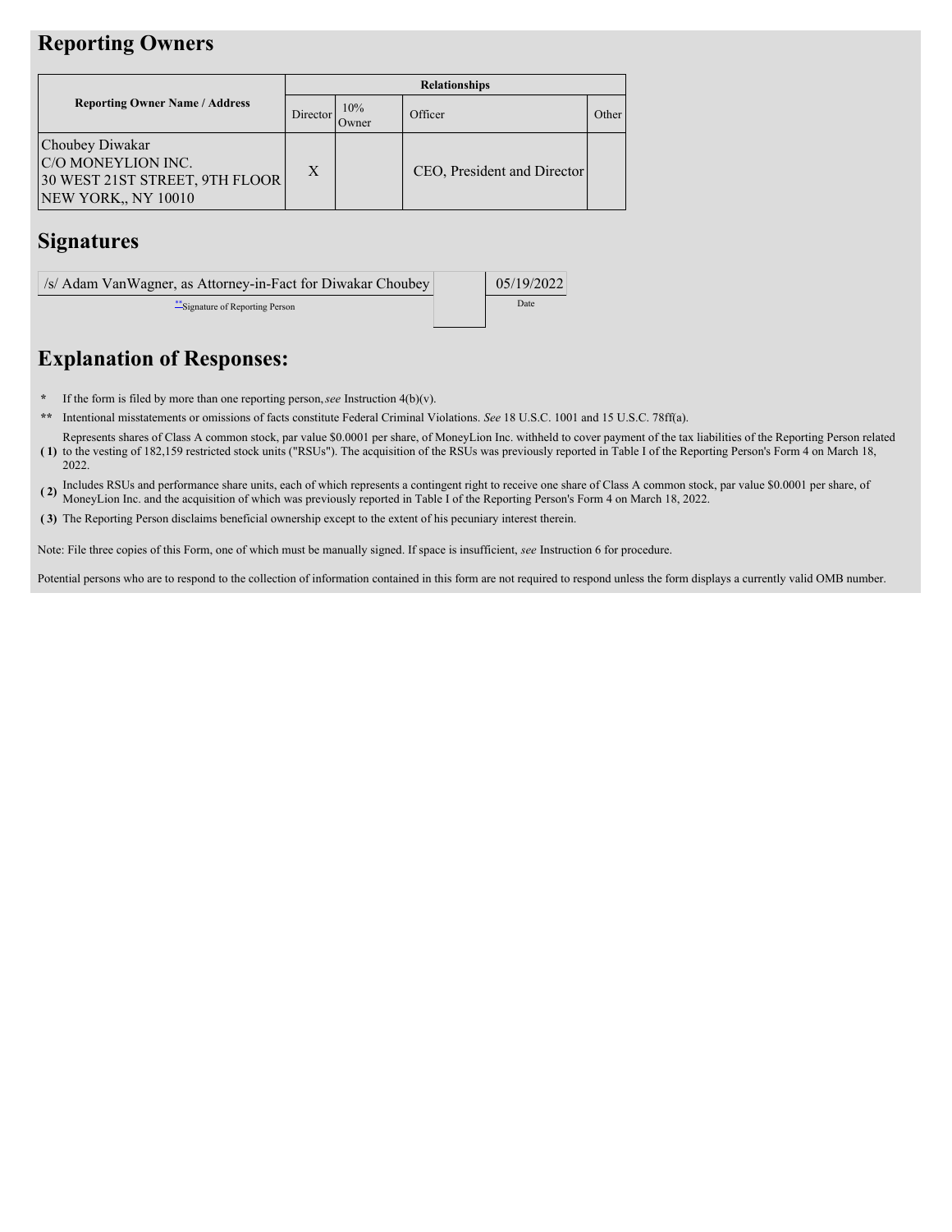## Reporting Owners

| Reporting Owner Name / Address | Relationships | | | |
|---|---|---|---|---|
| | Director | 10% Owner | Officer | Other |
| Choubey Diwakar<br>C/O MONEYLION INC.<br>30 WEST 21ST STREET, 9TH FLOOR<br>NEW YORK,, NY 10010 | X | | CEO, President and Director | |

## Signatures

| | | |
|---|---|---|
| /s/ Adam VanWagner, as Attorney-in-Fact for Diwakar Choubey | | 05/19/2022 |
| **Signature of Reporting Person | | Date |

## Explanation of Responses:

- \* If the form is filed by more than one reporting person, *see* Instruction 4(b)(v).
- \** Intentional misstatements or omissions of facts constitute Federal Criminal Violations. *See* 18 U.S.C. 1001 and 15 U.S.C. 78ff(a).
- ( 1) Represents shares of Class A common stock, par value $0.0001 per share, of MoneyLion Inc. withheld to cover payment of the tax liabilities of the Reporting Person related to the vesting of 182,159 restricted stock units ("RSUs"). The acquisition of the RSUs was previously reported in Table I of the Reporting Person's Form 4 on March 18, 2022.
- ( 2) Includes RSUs and performance share units, each of which represents a contingent right to receive one share of Class A common stock, par value $0.0001 per share, of MoneyLion Inc. and the acquisition of which was previously reported in Table I of the Reporting Person's Form 4 on March 18, 2022.
- ( 3) The Reporting Person disclaims beneficial ownership except to the extent of his pecuniary interest therein.

Note: File three copies of this Form, one of which must be manually signed. If space is insufficient, *see* Instruction 6 for procedure.

Potential persons who are to respond to the collection of information contained in this form are not required to respond unless the form displays a currently valid OMB number.